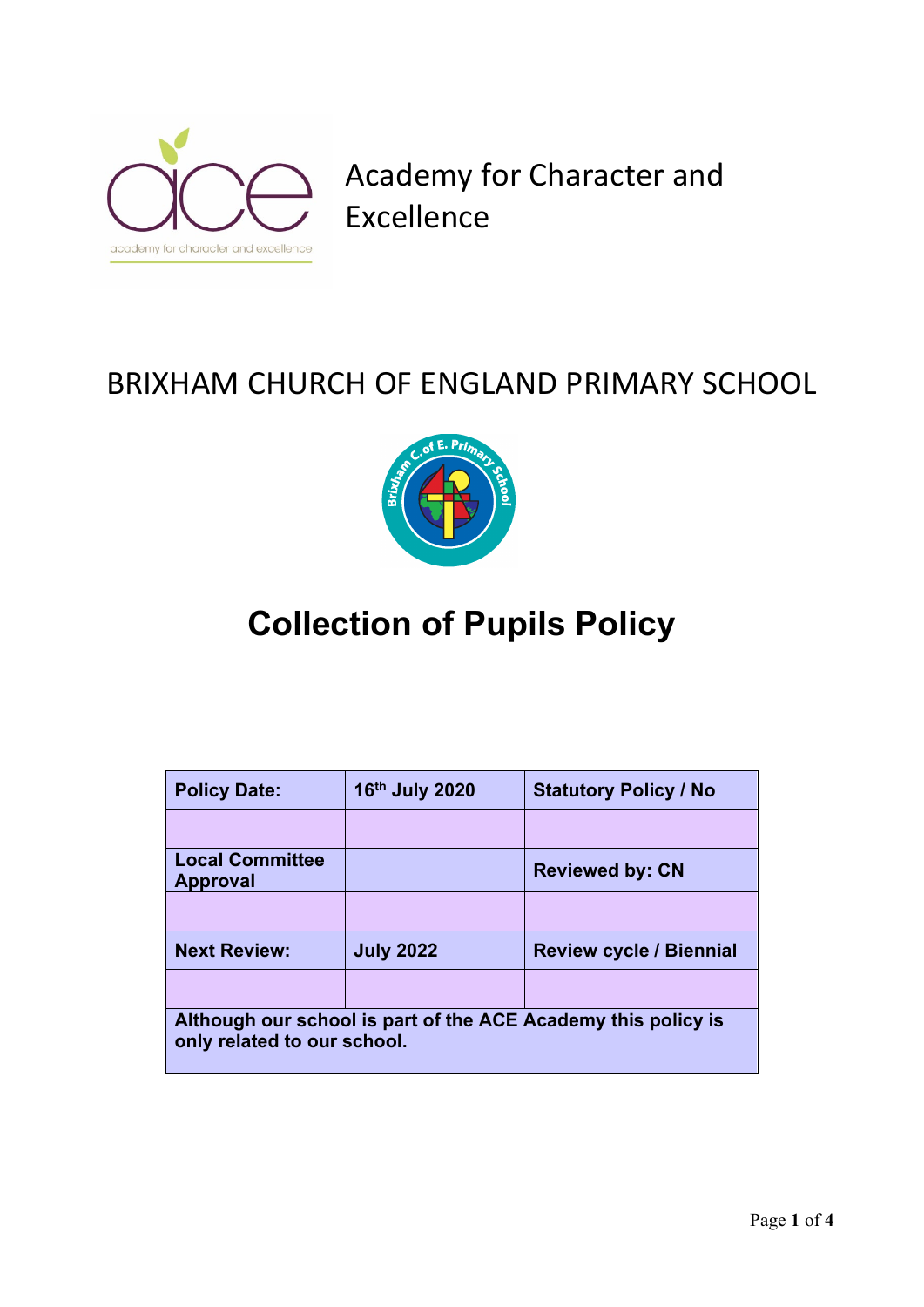Academy for Character and Excellence

## BRIXHAM CHURCH OF ENGLAND PRIMARY SCHOOL

# Collection of Pupils Policy

| **Policy Date:** | **16th July 2020** | **Statutory Policy / No** |
|---|---|---|
| | | |
| **Local Committee Approval** | | **Reviewed by: CN** |
| | | |
| **Next Review:** | **July 2022** | **Review cycle / Biennial** |
| | | |
| **Although our school is part of the ACE Academy this policy is only related to our school.** | | |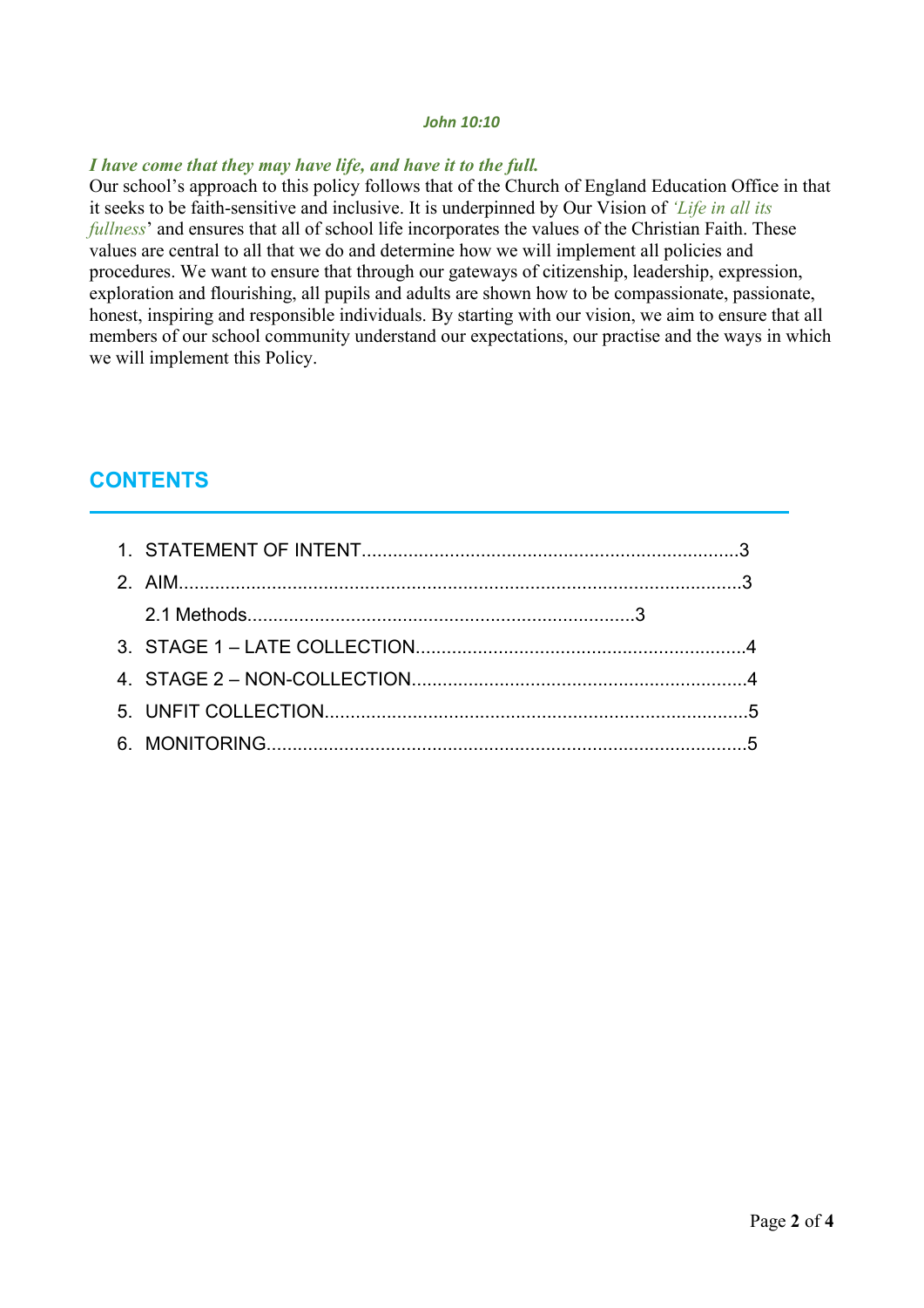***John 10:10***

***I have come that they may have life, and have it to the full.***

Our school's approach to this policy follows that of the Church of England Education Office in that it seeks to be faith-sensitive and inclusive. It is underpinned by Our Vision of *'Life in all its fullness'* and ensures that all of school life incorporates the values of the Christian Faith. These values are central to all that we do and determine how we will implement all policies and procedures. We want to ensure that through our gateways of citizenship, leadership, expression, exploration and flourishing, all pupils and adults are shown how to be compassionate, passionate, honest, inspiring and responsible individuals. By starting with our vision, we aim to ensure that all members of our school community understand our expectations, our practise and the ways in which we will implement this Policy.

## CONTENTS

1. STATEMENT OF INTENT........................................................................3
2. AIM...........................................................................................................3
   2.1 Methods..........................................................................3
3. STAGE 1 – LATE COLLECTION...............................................................4
4. STAGE 2 – NON-COLLECTION................................................................4
5. UNFIT COLLECTION.................................................................................5
6. MONITORING............................................................................................5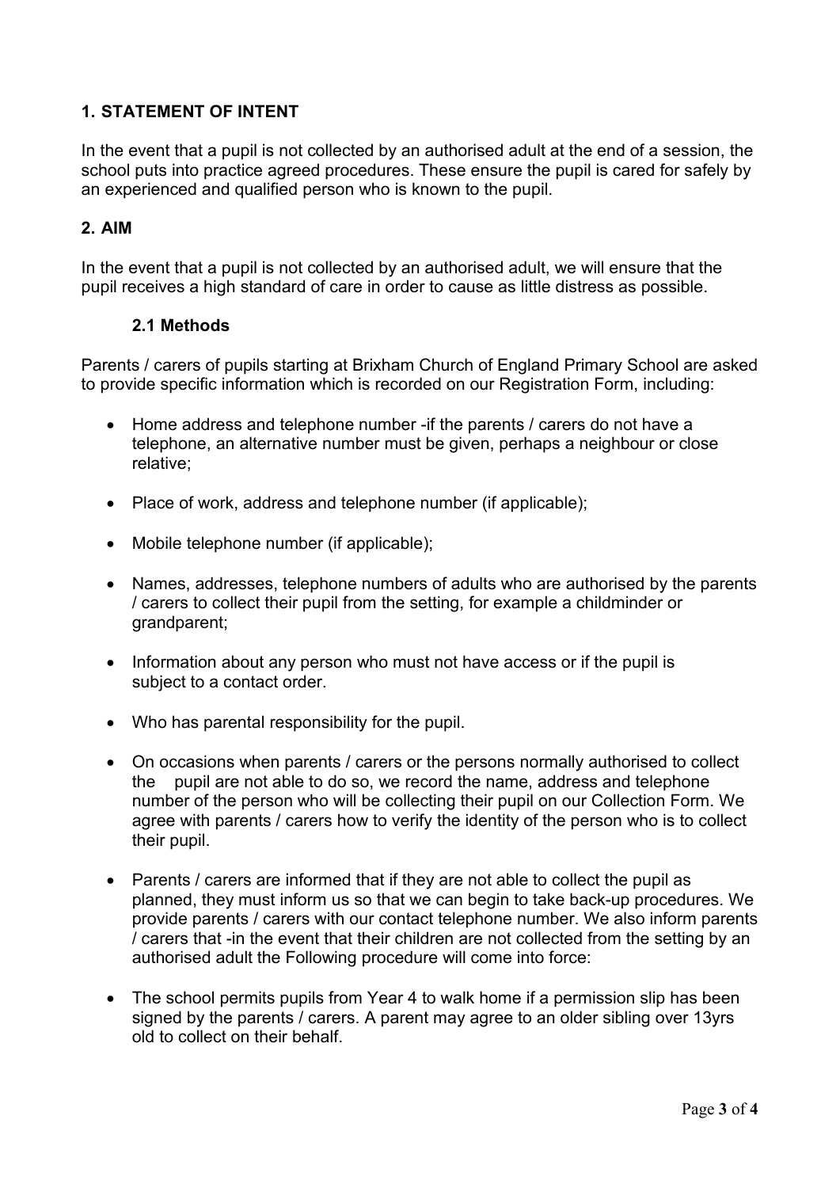## 1. STATEMENT OF INTENT

In the event that a pupil is not collected by an authorised adult at the end of a session, the school puts into practice agreed procedures. These ensure the pupil is cared for safely by an experienced and qualified person who is known to the pupil.

## 2. AIM

In the event that a pupil is not collected by an authorised adult, we will ensure that the pupil receives a high standard of care in order to cause as little distress as possible.

### 2.1 Methods

Parents / carers of pupils starting at Brixham Church of England Primary School are asked to provide specific information which is recorded on our Registration Form, including:

- Home address and telephone number -if the parents / carers do not have a telephone, an alternative number must be given, perhaps a neighbour or close relative;
- Place of work, address and telephone number (if applicable);
- Mobile telephone number (if applicable);
- Names, addresses, telephone numbers of adults who are authorised by the parents / carers to collect their pupil from the setting, for example a childminder or grandparent;
- Information about any person who must not have access or if the pupil is subject to a contact order.
- Who has parental responsibility for the pupil.
- On occasions when parents / carers or the persons normally authorised to collect the pupil are not able to do so, we record the name, address and telephone number of the person who will be collecting their pupil on our Collection Form. We agree with parents / carers how to verify the identity of the person who is to collect their pupil.
- Parents / carers are informed that if they are not able to collect the pupil as planned, they must inform us so that we can begin to take back-up procedures. We provide parents / carers with our contact telephone number. We also inform parents / carers that -in the event that their children are not collected from the setting by an authorised adult the Following procedure will come into force:
- The school permits pupils from Year 4 to walk home if a permission slip has been signed by the parents / carers. A parent may agree to an older sibling over 13yrs old to collect on their behalf.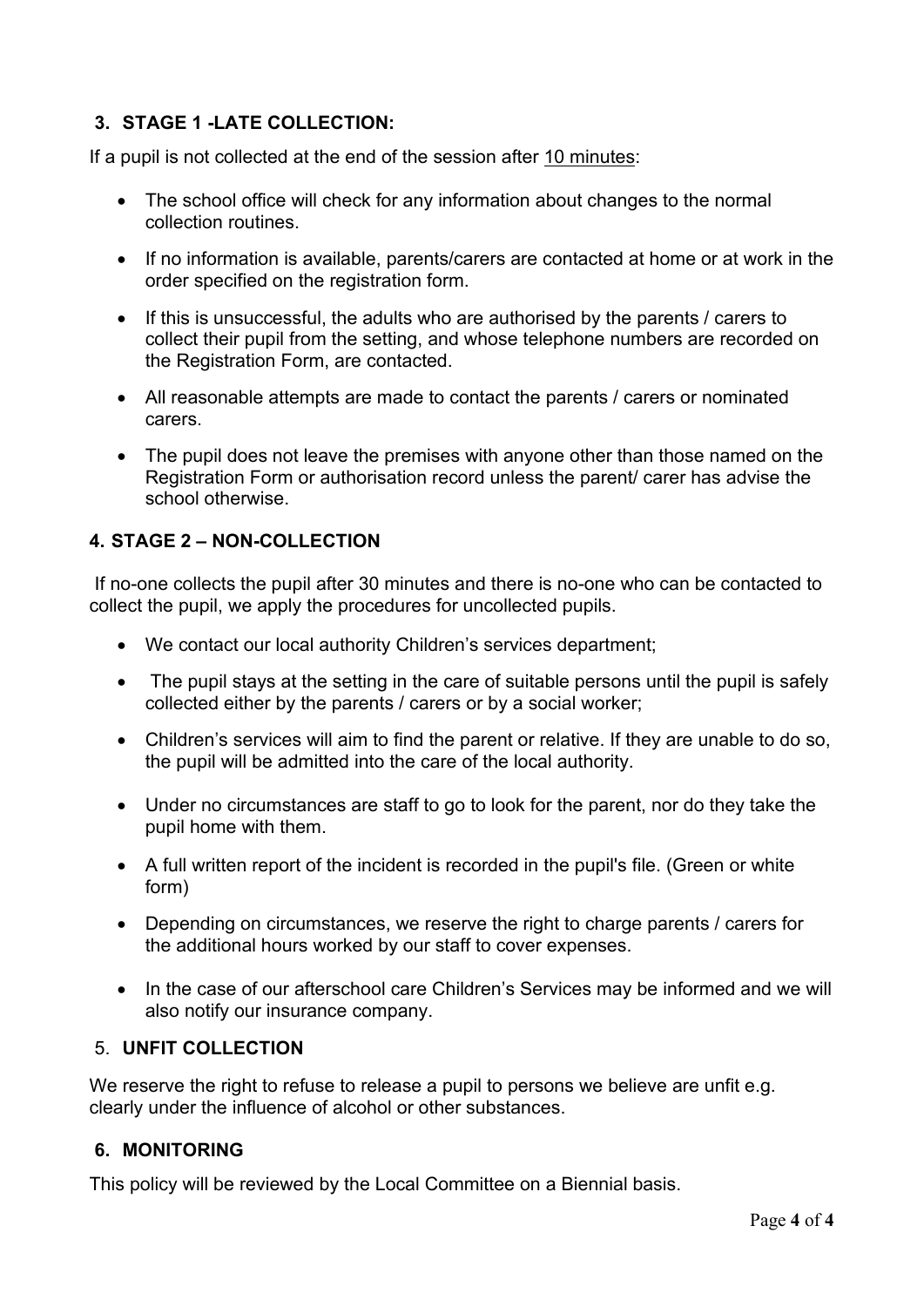## 3. STAGE 1 -LATE COLLECTION:

If a pupil is not collected at the end of the session after 10 minutes:

- The school office will check for any information about changes to the normal collection routines.
- If no information is available, parents/carers are contacted at home or at work in the order specified on the registration form.
- If this is unsuccessful, the adults who are authorised by the parents / carers to collect their pupil from the setting, and whose telephone numbers are recorded on the Registration Form, are contacted.
- All reasonable attempts are made to contact the parents / carers or nominated carers.
- The pupil does not leave the premises with anyone other than those named on the Registration Form or authorisation record unless the parent/ carer has advise the school otherwise.

## 4. STAGE 2 – NON-COLLECTION

If no-one collects the pupil after 30 minutes and there is no-one who can be contacted to collect the pupil, we apply the procedures for uncollected pupils.

- We contact our local authority Children's services department;
- The pupil stays at the setting in the care of suitable persons until the pupil is safely collected either by the parents / carers or by a social worker;
- Children's services will aim to find the parent or relative. If they are unable to do so, the pupil will be admitted into the care of the local authority.
- Under no circumstances are staff to go to look for the parent, nor do they take the pupil home with them.
- A full written report of the incident is recorded in the pupil's file. (Green or white form)
- Depending on circumstances, we reserve the right to charge parents / carers for the additional hours worked by our staff to cover expenses.
- In the case of our afterschool care Children's Services may be informed and we will also notify our insurance company.

## 5. UNFIT COLLECTION

We reserve the right to refuse to release a pupil to persons we believe are unfit e.g. clearly under the influence of alcohol or other substances.

## 6. MONITORING

This policy will be reviewed by the Local Committee on a Biennial basis.